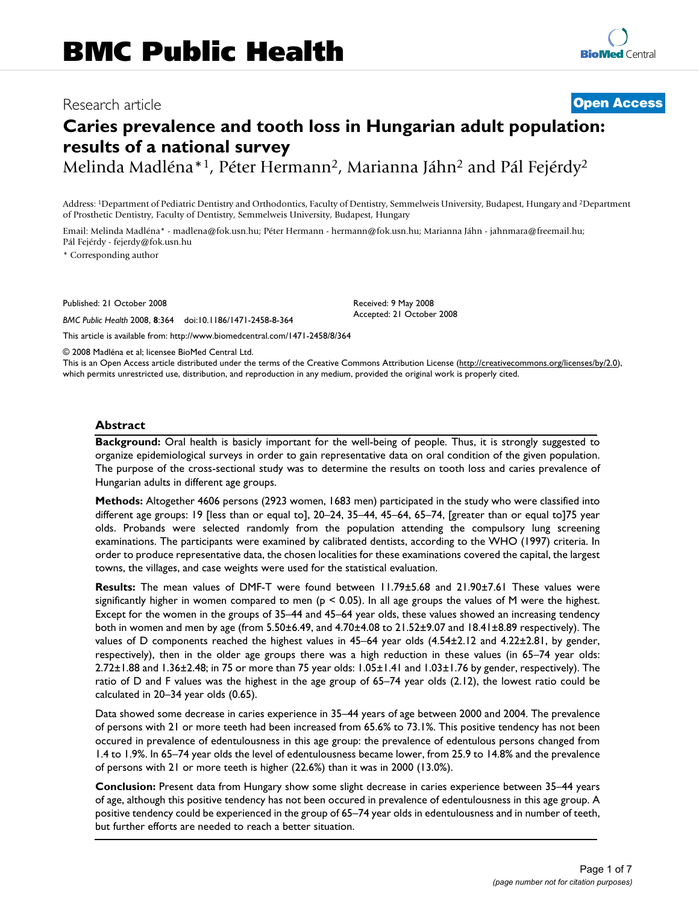BMC Public Health

Research article

**Open Access**

# Caries prevalence and tooth loss in Hungarian adult population: results of a national survey

Melinda Madléna*[1], Péter Hermann[2], Marianna Jáhn[2] and Pál Fejérdy[2]

Address: [1]Department of Pediatric Dentistry and Orthodontics, Faculty of Dentistry, Semmelweis University, Budapest, Hungary and [2]Department of Prosthetic Dentistry, Faculty of Dentistry, Semmelweis University, Budapest, Hungary

Email: Melinda Madléna* - madlena@fok.usn.hu; Péter Hermann - hermann@fok.usn.hu; Marianna Jáhn - jahnmara@freemail.hu; Pál Fejérdy - fejerdy@fok.usn.hu

* Corresponding author

Published: 21 October 2008

*BMC Public Health* 2008, **8**:364 doi:10.1186/1471-2458-8-364

Received: 9 May 2008
Accepted: 21 October 2008

This article is available from: http://www.biomedcentral.com/1471-2458/8/364

© 2008 Madléna et al; licensee BioMed Central Ltd.

This is an Open Access article distributed under the terms of the Creative Commons Attribution License (http://creativecommons.org/licenses/by/2.0), which permits unrestricted use, distribution, and reproduction in any medium, provided the original work is properly cited.

## Abstract

**Background:** Oral health is basicly important for the well-being of people. Thus, it is strongly suggested to organize epidemiological surveys in order to gain representative data on oral condition of the given population. The purpose of the cross-sectional study was to determine the results on tooth loss and caries prevalence of Hungarian adults in different age groups.

**Methods:** Altogether 4606 persons (2923 women, 1683 men) participated in the study who were classified into different age groups: 19 [less than or equal to], 20–24, 35–44, 45–64, 65–74, [greater than or equal to]75 year olds. Probands were selected randomly from the population attending the compulsory lung screening examinations. The participants were examined by calibrated dentists, according to the WHO (1997) criteria. In order to produce representative data, the chosen localities for these examinations covered the capital, the largest towns, the villages, and case weights were used for the statistical evaluation.

**Results:** The mean values of DMF-T were found between 11.79±5.68 and 21.90±7.61 These values were significantly higher in women compared to men ($p < 0.05$). In all age groups the values of M were the highest. Except for the women in the groups of 35–44 and 45–64 year olds, these values showed an increasing tendency both in women and men by age (from 5.50±6.49, and 4.70±4.08 to 21.52±9.07 and 18.41±8.89 respectively). The values of D components reached the highest values in 45–64 year olds (4.54±2.12 and 4.22±2.81, by gender, respectively), then in the older age groups there was a high reduction in these values (in 65–74 year olds: 2.72±1.88 and 1.36±2.48; in 75 or more than 75 year olds: 1.05±1.41 and 1.03±1.76 by gender, respectively). The ratio of D and F values was the highest in the age group of 65–74 year olds (2.12), the lowest ratio could be calculated in 20–34 year olds (0.65).

Data showed some decrease in caries experience in 35–44 years of age between 2000 and 2004. The prevalence of persons with 21 or more teeth had been increased from 65.6% to 73.1%. This positive tendency has not been occured in prevalence of edentulousness in this age group: the prevalence of edentulous persons changed from 1.4 to 1.9%. In 65–74 year olds the level of edentulousness became lower, from 25.9 to 14.8% and the prevalence of persons with 21 or more teeth is higher (22.6%) than it was in 2000 (13.0%).

**Conclusion:** Present data from Hungary show some slight decrease in caries experience between 35–44 years of age, although this positive tendency has not been occured in prevalence of edentulousness in this age group. A positive tendency could be experienced in the group of 65–74 year olds in edentulousness and in number of teeth, but further efforts are needed to reach a better situation.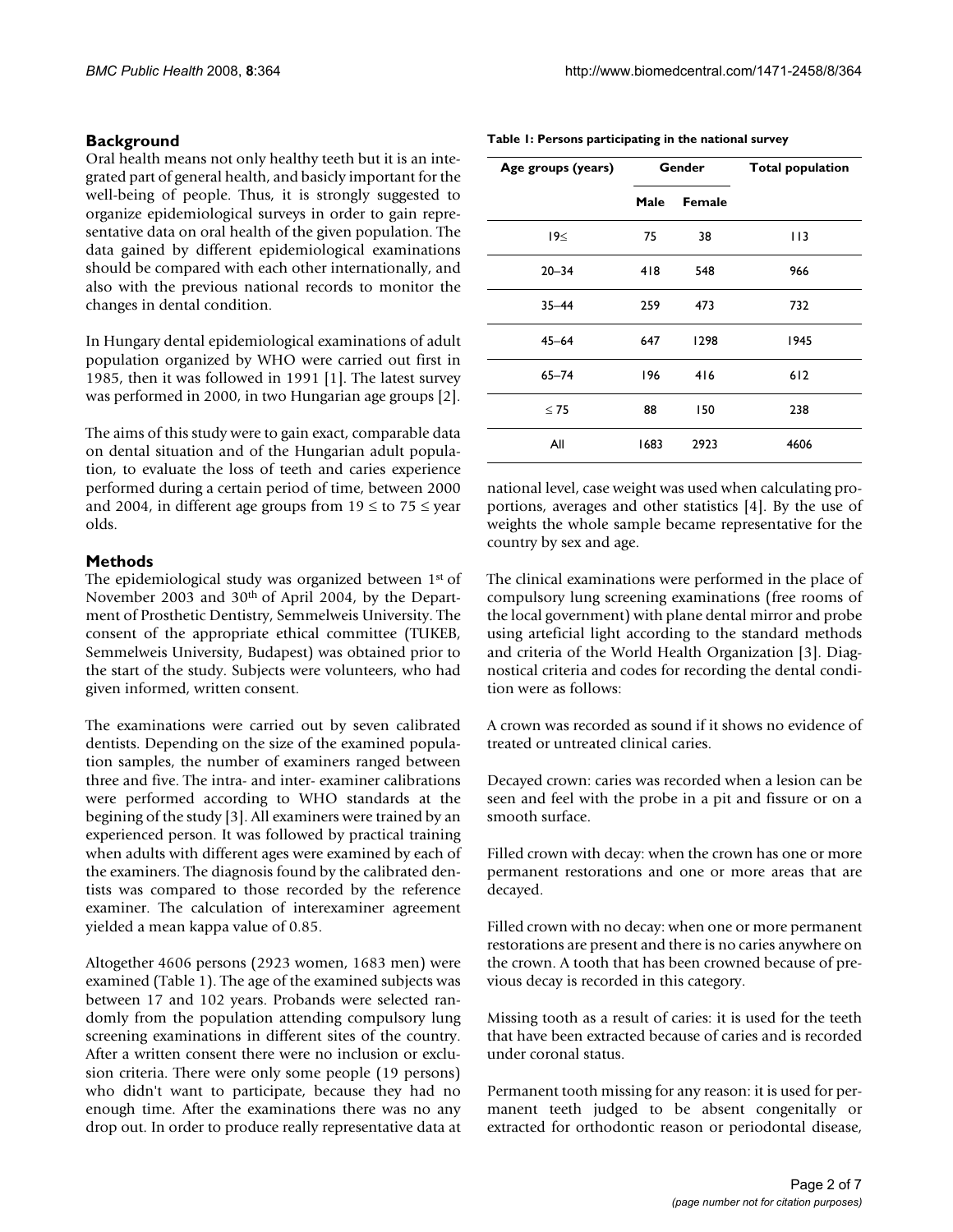## Background

Oral health means not only healthy teeth but it is an integrated part of general health, and basicly important for the well-being of people. Thus, it is strongly suggested to organize epidemiological surveys in order to gain representative data on oral health of the given population. The data gained by different epidemiological examinations should be compared with each other internationally, and also with the previous national records to monitor the changes in dental condition.

In Hungary dental epidemiological examinations of adult population organized by WHO were carried out first in 1985, then it was followed in 1991 [1]. The latest survey was performed in 2000, in two Hungarian age groups [2].

The aims of this study were to gain exact, comparable data on dental situation and of the Hungarian adult population, to evaluate the loss of teeth and caries experience performed during a certain period of time, between 2000 and 2004, in different age groups from 19 ≤ to 75 ≤ year olds.

## Methods

The epidemiological study was organized between 1st of November 2003 and 30th of April 2004, by the Department of Prosthetic Dentistry, Semmelweis University. The consent of the appropriate ethical committee (TUKEB, Semmelweis University, Budapest) was obtained prior to the start of the study. Subjects were volunteers, who had given informed, written consent.

The examinations were carried out by seven calibrated dentists. Depending on the size of the examined population samples, the number of examiners ranged between three and five. The intra- and inter- examiner calibrations were performed according to WHO standards at the begining of the study [3]. All examiners were trained by an experienced person. It was followed by practical training when adults with different ages were examined by each of the examiners. The diagnosis found by the calibrated dentists was compared to those recorded by the reference examiner. The calculation of interexaminer agreement yielded a mean kappa value of 0.85.

Altogether 4606 persons (2923 women, 1683 men) were examined (Table 1). The age of the examined subjects was between 17 and 102 years. Probands were selected randomly from the population attending compulsory lung screening examinations in different sites of the country. After a written consent there were no inclusion or exclusion criteria. There were only some people (19 persons) who didn't want to participate, because they had no enough time. After the examinations there was no any drop out. In order to produce really representative data at national level, case weight was used when calculating proportions, averages and other statistics [4]. By the use of weights the whole sample became representative for the country by sex and age.

**Table 1: Persons participating in the national survey**

| Age groups (years) | Gender | | Total population |
|---|---|---|---|
| | Male | Female | |
| 19≤ | 75 | 38 | 113 |
| 20–34 | 418 | 548 | 966 |
| 35–44 | 259 | 473 | 732 |
| 45–64 | 647 | 1298 | 1945 |
| 65–74 | 196 | 416 | 612 |
| ≤ 75 | 88 | 150 | 238 |
| All | 1683 | 2923 | 4606 |

The clinical examinations were performed in the place of compulsory lung screening examinations (free rooms of the local government) with plane dental mirror and probe using arteficial light according to the standard methods and criteria of the World Health Organization [3]. Diagnostical criteria and codes for recording the dental condition were as follows:

A crown was recorded as sound if it shows no evidence of treated or untreated clinical caries.

Decayed crown: caries was recorded when a lesion can be seen and feel with the probe in a pit and fissure or on a smooth surface.

Filled crown with decay: when the crown has one or more permanent restorations and one or more areas that are decayed.

Filled crown with no decay: when one or more permanent restorations are present and there is no caries anywhere on the crown. A tooth that has been crowned because of previous decay is recorded in this category.

Missing tooth as a result of caries: it is used for the teeth that have been extracted because of caries and is recorded under coronal status.

Permanent tooth missing for any reason: it is used for permanent teeth judged to be absent congenitally or extracted for orthodontic reason or periodontal disease,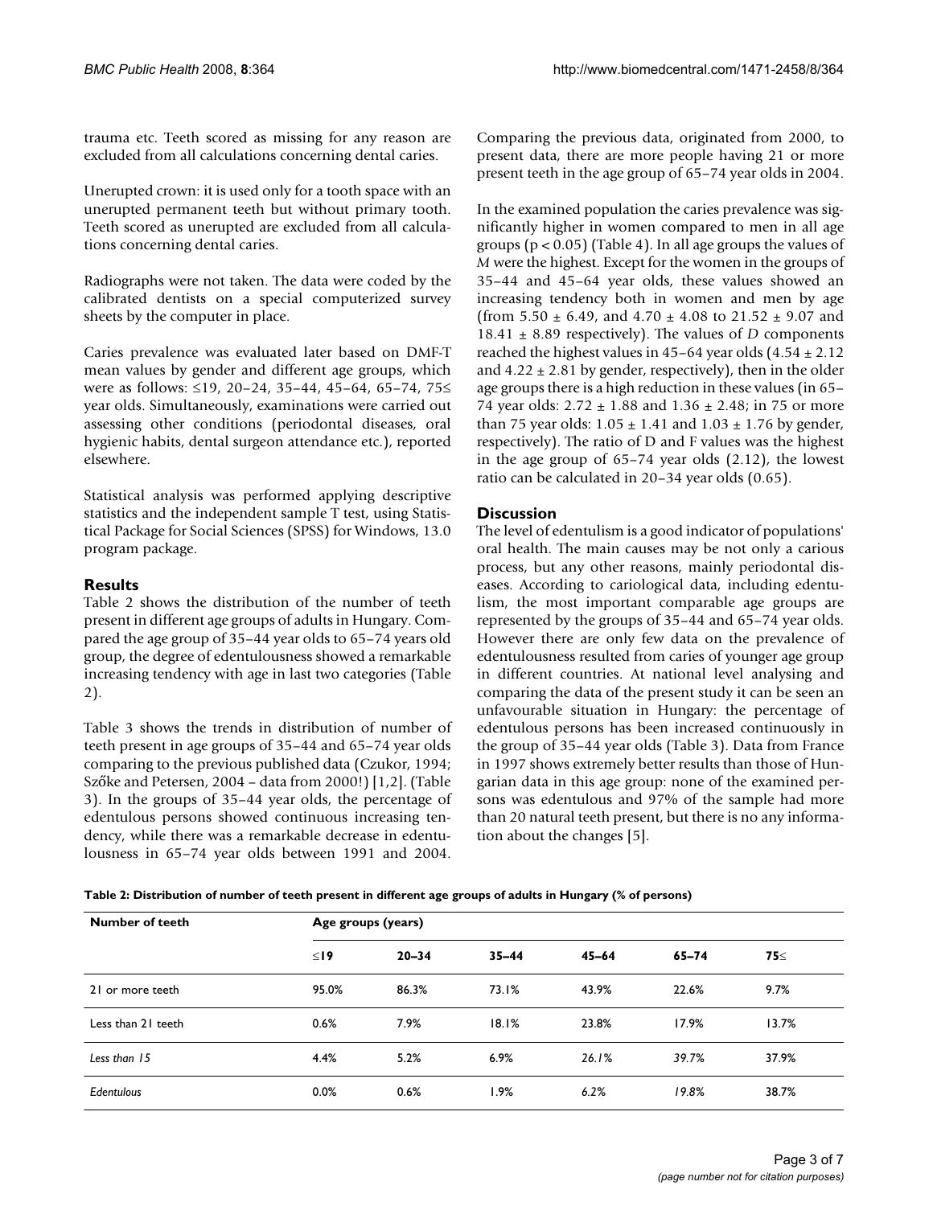trauma etc. Teeth scored as missing for any reason are excluded from all calculations concerning dental caries.

Unerupted crown: it is used only for a tooth space with an unerupted permanent teeth but without primary tooth. Teeth scored as unerupted are excluded from all calculations concerning dental caries.

Radiographs were not taken. The data were coded by the calibrated dentists on a special computerized survey sheets by the computer in place.

Caries prevalence was evaluated later based on DMF-T mean values by gender and different age groups, which were as follows: ≤19, 20–24, 35–44, 45–64, 65–74, 75≤ year olds. Simultaneously, examinations were carried out assessing other conditions (periodontal diseases, oral hygienic habits, dental surgeon attendance etc.), reported elsewhere.

Statistical analysis was performed applying descriptive statistics and the independent sample T test, using Statistical Package for Social Sciences (SPSS) for Windows, 13.0 program package.

## Results

Table 2 shows the distribution of the number of teeth present in different age groups of adults in Hungary. Compared the age group of 35–44 year olds to 65–74 years old group, the degree of edentulousness showed a remarkable increasing tendency with age in last two categories (Table 2).

Table 3 shows the trends in distribution of number of teeth present in age groups of 35–44 and 65–74 year olds comparing to the previous published data (Czukor, 1994; Szőke and Petersen, 2004 – data from 2000!) [1,2]. (Table 3). In the groups of 35–44 year olds, the percentage of edentulous persons showed continuous increasing tendency, while there was a remarkable decrease in edentulousness in 65–74 year olds between 1991 and 2004. Comparing the previous data, originated from 2000, to present data, there are more people having 21 or more present teeth in the age group of 65–74 year olds in 2004.

In the examined population the caries prevalence was significantly higher in women compared to men in all age groups ($p < 0.05$) (Table 4). In all age groups the values of *M* were the highest. Except for the women in the groups of 35–44 and 45–64 year olds, these values showed an increasing tendency both in women and men by age (from 5.50 ± 6.49, and 4.70 ± 4.08 to 21.52 ± 9.07 and 18.41 ± 8.89 respectively). The values of *D* components reached the highest values in 45–64 year olds (4.54 ± 2.12 and 4.22 ± 2.81 by gender, respectively), then in the older age groups there is a high reduction in these values (in 65–74 year olds: 2.72 ± 1.88 and 1.36 ± 2.48; in 75 or more than 75 year olds: 1.05 ± 1.41 and 1.03 ± 1.76 by gender, respectively). The ratio of D and F values was the highest in the age group of 65–74 year olds (2.12), the lowest ratio can be calculated in 20–34 year olds (0.65).

## Discussion

The level of edentulism is a good indicator of populations' oral health. The main causes may be not only a carious process, but any other reasons, mainly periodontal diseases. According to cariological data, including edentulism, the most important comparable age groups are represented by the groups of 35–44 and 65–74 year olds. However there are only few data on the prevalence of edentulousness resulted from caries of younger age group in different countries. At national level analysing and comparing the data of the present study it can be seen an unfavourable situation in Hungary: the percentage of edentulous persons has been increased continuously in the group of 35–44 year olds (Table 3). Data from France in 1997 shows extremely better results than those of Hungarian data in this age group: none of the examined persons was edentulous and 97% of the sample had more than 20 natural teeth present, but there is no any information about the changes [5].

**Table 2: Distribution of number of teeth present in different age groups of adults in Hungary (% of persons)**

| Number of teeth | Age groups (years) | | | | | |
|---|---|---|---|---|---|---|
| | ≤19 | 20–34 | 35–44 | 45–64 | 65–74 | 75≤ |
| 21 or more teeth | 95.0% | 86.3% | 73.1% | 43.9% | 22.6% | 9.7% |
| Less than 21 teeth | 0.6% | 7.9% | 18.1% | 23.8% | 17.9% | 13.7% |
| *Less than 15* | 4.4% | 5.2% | 6.9% | *26.1%* | *39.7%* | 37.9% |
| *Edentulous* | 0.0% | 0.6% | 1.9% | 6.2% | *19.8%* | 38.7% |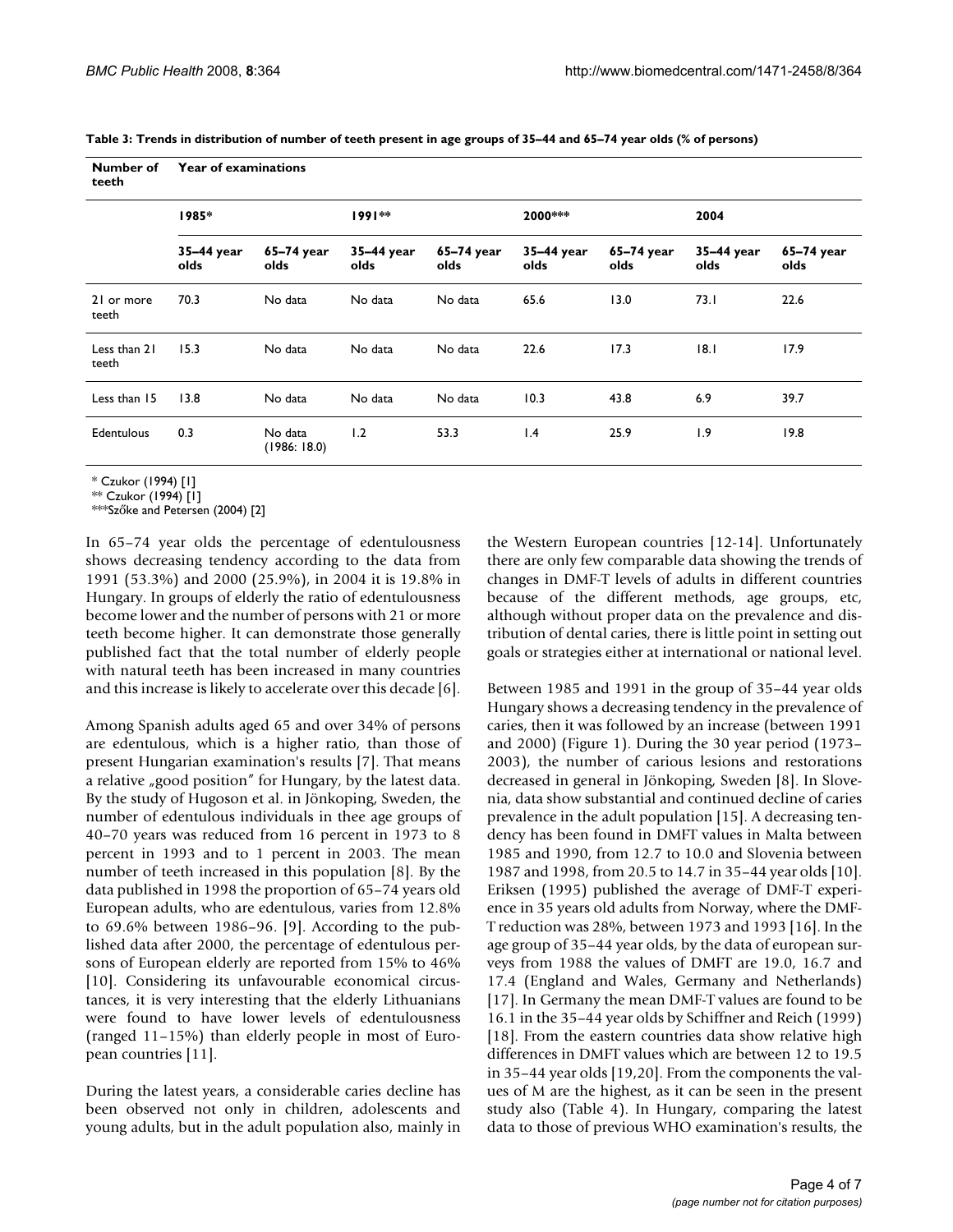**Table 3: Trends in distribution of number of teeth present in age groups of 35–44 and 65–74 year olds (% of persons)**

| Number of teeth | Year of examinations | | | | | | | |
|---|---|---|---|---|---|---|---|---|
| | 1985* | | 1991** | | 2000*** | | 2004 | |
| | 35–44 year olds | 65–74 year olds | 35–44 year olds | 65–74 year olds | 35–44 year olds | 65–74 year olds | 35–44 year olds | 65–74 year olds |
| 21 or more teeth | 70.3 | No data | No data | No data | 65.6 | 13.0 | 73.1 | 22.6 |
| Less than 21 teeth | 15.3 | No data | No data | No data | 22.6 | 17.3 | 18.1 | 17.9 |
| Less than 15 | 13.8 | No data | No data | No data | 10.3 | 43.8 | 6.9 | 39.7 |
| Edentulous | 0.3 | No data (1986: 18.0) | 1.2 | 53.3 | 1.4 | 25.9 | 1.9 | 19.8 |

\* Czukor (1994) [1]
** Czukor (1994) [1]
***Szőke and Petersen (2004) [2]

In 65–74 year olds the percentage of edentulousness shows decreasing tendency according to the data from 1991 (53.3%) and 2000 (25.9%), in 2004 it is 19.8% in Hungary. In groups of elderly the ratio of edentulousness become lower and the number of persons with 21 or more teeth become higher. It can demonstrate those generally published fact that the total number of elderly people with natural teeth has been increased in many countries and this increase is likely to accelerate over this decade [6].

Among Spanish adults aged 65 and over 34% of persons are edentulous, which is a higher ratio, than those of present Hungarian examination's results [7]. That means a relative „good position" for Hungary, by the latest data. By the study of Hugoson et al. in Jönkoping, Sweden, the number of edentulous individuals in thee age groups of 40–70 years was reduced from 16 percent in 1973 to 8 percent in 1993 and to 1 percent in 2003. The mean number of teeth increased in this population [8]. By the data published in 1998 the proportion of 65–74 years old European adults, who are edentulous, varies from 12.8% to 69.6% between 1986–96. [9]. According to the published data after 2000, the percentage of edentulous persons of European elderly are reported from 15% to 46% [10]. Considering its unfavourable economical circumstances, it is very interesting that the elderly Lithuanians were found to have lower levels of edentulousness (ranged 11–15%) than elderly people in most of European countries [11].

During the latest years, a considerable caries decline has been observed not only in children, adolescents and young adults, but in the adult population also, mainly in the Western European countries [12-14]. Unfortunately there are only few comparable data showing the trends of changes in DMF-T levels of adults in different countries because of the different methods, age groups, etc, although without proper data on the prevalence and distribution of dental caries, there is little point in setting out goals or strategies either at international or national level.

Between 1985 and 1991 in the group of 35–44 year olds Hungary shows a decreasing tendency in the prevalence of caries, then it was followed by an increase (between 1991 and 2000) (Figure 1). During the 30 year period (1973–2003), the number of carious lesions and restorations decreased in general in Jönkoping, Sweden [8]. In Slovenia, data show substantial and continued decline of caries prevalence in the adult population [15]. A decreasing tendency has been found in DMFT values in Malta between 1985 and 1990, from 12.7 to 10.0 and Slovenia between 1987 and 1998, from 20.5 to 14.7 in 35–44 year olds [10]. Eriksen (1995) published the average of DMF-T experience in 35 years old adults from Norway, where the DMF-T reduction was 28%, between 1973 and 1993 [16]. In the age group of 35–44 year olds, by the data of european surveys from 1988 the values of DMFT are 19.0, 16.7 and 17.4 (England and Wales, Germany and Netherlands) [17]. In Germany the mean DMF-T values are found to be 16.1 in the 35–44 year olds by Schiffner and Reich (1999) [18]. From the eastern countries data show relative high differences in DMFT values which are between 12 to 19.5 in 35–44 year olds [19,20]. From the components the values of M are the highest, as it can be seen in the present study also (Table 4). In Hungary, comparing the latest data to those of previous WHO examination's results, the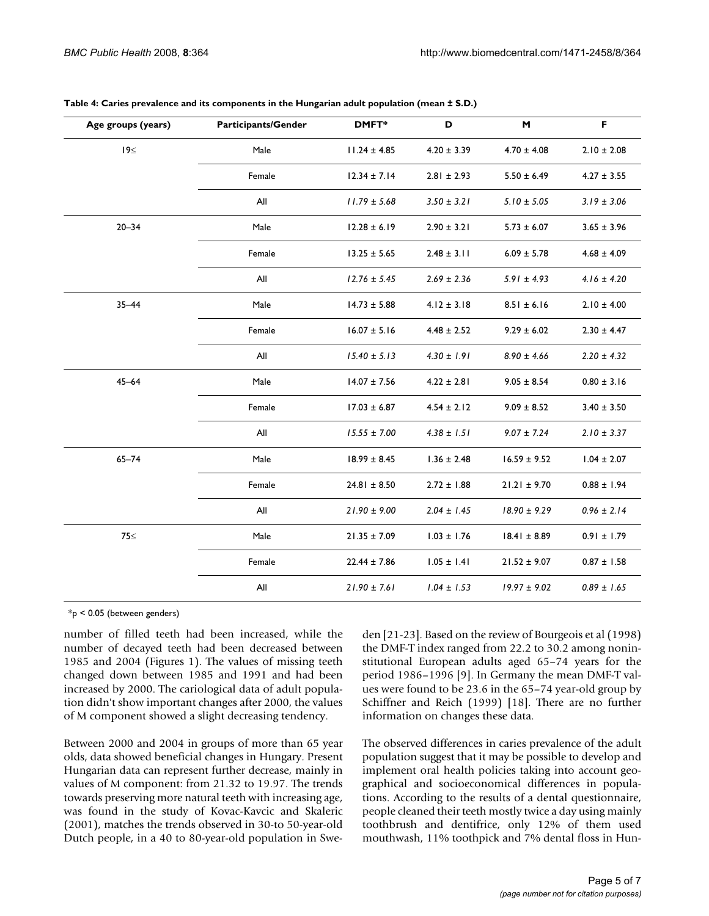**Table 4: Caries prevalence and its components in the Hungarian adult population (mean ± S.D.)**

| Age groups (years) | Participants/Gender | DMFT* | D | M | F |
|---|---|---|---|---|---|
| 19≤ | Male | 11.24 ± 4.85 | 4.20 ± 3.39 | 4.70 ± 4.08 | 2.10 ± 2.08 |
| | Female | 12.34 ± 7.14 | 2.81 ± 2.93 | 5.50 ± 6.49 | 4.27 ± 3.55 |
| | All | *11.79 ± 5.68* | *3.50 ± 3.21* | *5.10 ± 5.05* | *3.19 ± 3.06* |
| 20–34 | Male | 12.28 ± 6.19 | 2.90 ± 3.21 | 5.73 ± 6.07 | 3.65 ± 3.96 |
| | Female | 13.25 ± 5.65 | 2.48 ± 3.11 | 6.09 ± 5.78 | 4.68 ± 4.09 |
| | All | *12.76 ± 5.45* | *2.69 ± 2.36* | *5.91 ± 4.93* | *4.16 ± 4.20* |
| 35–44 | Male | 14.73 ± 5.88 | 4.12 ± 3.18 | 8.51 ± 6.16 | 2.10 ± 4.00 |
| | Female | 16.07 ± 5.16 | 4.48 ± 2.52 | 9.29 ± 6.02 | 2.30 ± 4.47 |
| | All | *15.40 ± 5.13* | *4.30 ± 1.91* | *8.90 ± 4.66* | *2.20 ± 4.32* |
| 45–64 | Male | 14.07 ± 7.56 | 4.22 ± 2.81 | 9.05 ± 8.54 | 0.80 ± 3.16 |
| | Female | 17.03 ± 6.87 | 4.54 ± 2.12 | 9.09 ± 8.52 | 3.40 ± 3.50 |
| | All | *15.55 ± 7.00* | *4.38 ± 1.51* | *9.07 ± 7.24* | *2.10 ± 3.37* |
| 65–74 | Male | 18.99 ± 8.45 | 1.36 ± 2.48 | 16.59 ± 9.52 | 1.04 ± 2.07 |
| | Female | 24.81 ± 8.50 | 2.72 ± 1.88 | 21.21 ± 9.70 | 0.88 ± 1.94 |
| | All | *21.90 ± 9.00* | *2.04 ± 1.45* | *18.90 ± 9.29* | *0.96 ± 2.14* |
| 75≤ | Male | 21.35 ± 7.09 | 1.03 ± 1.76 | 18.41 ± 8.89 | 0.91 ± 1.79 |
| | Female | 22.44 ± 7.86 | 1.05 ± 1.41 | 21.52 ± 9.07 | 0.87 ± 1.58 |
| | All | *21.90 ± 7.61* | *1.04 ± 1.53* | *19.97 ± 9.02* | *0.89 ± 1.65* |

*$p < 0.05$ (between genders)

number of filled teeth had been increased, while the number of decayed teeth had been decreased between 1985 and 2004 (Figures 1). The values of missing teeth changed down between 1985 and 1991 and had been increased by 2000. The cariological data of adult population didn't show important changes after 2000, the values of M component showed a slight decreasing tendency.

Between 2000 and 2004 in groups of more than 65 year olds, data showed beneficial changes in Hungary. Present Hungarian data can represent further decrease, mainly in values of M component: from 21.32 to 19.97. The trends towards preserving more natural teeth with increasing age, was found in the study of Kovac-Kavcic and Skaleric (2001), matches the trends observed in 30-to 50-year-old Dutch people, in a 40 to 80-year-old population in Sweden [21-23]. Based on the review of Bourgeois et al (1998) the DMF-T index ranged from 22.2 to 30.2 among noninstitutional European adults aged 65–74 years for the period 1986–1996 [9]. In Germany the mean DMF-T values were found to be 23.6 in the 65–74 year-old group by Schiffner and Reich (1999) [18]. There are no further information on changes these data.

The observed differences in caries prevalence of the adult population suggest that it may be possible to develop and implement oral health policies taking into account geographical and socioeconomical differences in populations. According to the results of a dental questionnaire, people cleaned their teeth mostly twice a day using mainly toothbrush and dentifrice, only 12% of them used mouthwash, 11% toothpick and 7% dental floss in Hun-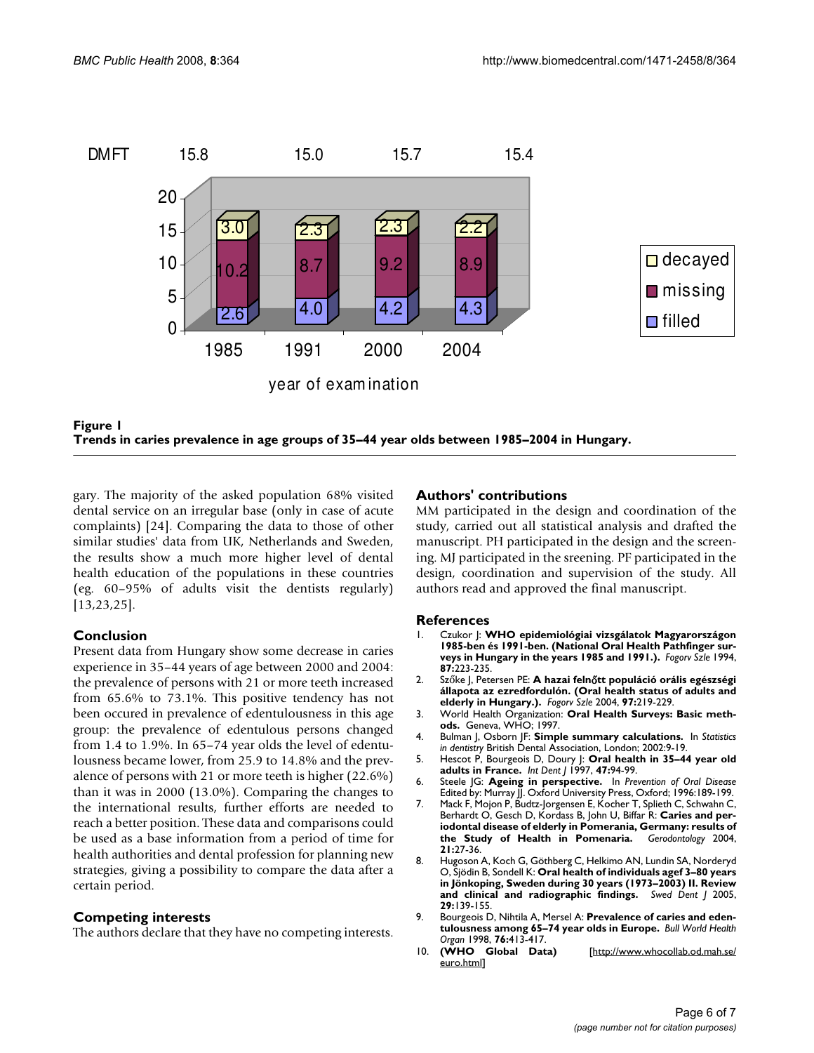**Figure 1**
**Trends in caries prevalence in age groups of 35–44 year olds between 1985–2004 in Hungary.**

gary. The majority of the asked population 68% visited dental service on an irregular base (only in case of acute complaints) [24]. Comparing the data to those of other similar studies' data from UK, Netherlands and Sweden, the results show a much more higher level of dental health education of the populations in these countries (eg. 60–95% of adults visit the dentists regularly) [13,23,25].

## Conclusion

Present data from Hungary show some decrease in caries experience in 35–44 years of age between 2000 and 2004: the prevalence of persons with 21 or more teeth increased from 65.6% to 73.1%. This positive tendency has not been occured in prevalence of edentulousness in this age group: the prevalence of edentulous persons changed from 1.4 to 1.9%. In 65–74 year olds the level of edentulousness became lower, from 25.9 to 14.8% and the prevalence of persons with 21 or more teeth is higher (22.6%) than it was in 2000 (13.0%). Comparing the changes to the international results, further efforts are needed to reach a better position. These data and comparisons could be used as a base information from a period of time for health authorities and dental profession for planning new strategies, giving a possibility to compare the data after a certain period.

## Competing interests

The authors declare that they have no competing interests.

## Authors' contributions

MM participated in the design and coordination of the study, carried out all statistical analysis and drafted the manuscript. PH participated in the design and the screening. MJ participated in the sreening. PF participated in the design, coordination and supervision of the study. All authors read and approved the final manuscript.

## References

1. Czukor J: **WHO epidemiológiai vizsgálatok Magyarországon 1985-ben és 1991-ben. (National Oral Health Pathfinger surveys in Hungary in the years 1985 and 1991.).** *Fogorv Szle* 1994, **87:**223-235.
2. Szőke J, Petersen PE: **A hazai felnőtt populáció orális egészségi állapota az ezredfordulón. (Oral health status of adults and elderly in Hungary.).** *Fogorv Szle* 2004, **97:**219-229.
3. World Health Organization: **Oral Health Surveys: Basic methods.** Geneva, WHO; 1997.
4. Bulman J, Osborn JF: **Simple summary calculations.** In *Statistics in dentistry* British Dental Association, London; 2002:9-19.
5. Hescot P, Bourgeois D, Doury J: **Oral health in 35–44 year old adults in France.** *Int Dent J* 1997, **47:**94-99.
6. Steele JG: **Ageing in perspective.** In *Prevention of Oral Disease* Edited by: Murray JJ. Oxford University Press, Oxford; 1996:189-199.
7. Mack F, Mojon P, Budtz-Jorgensen E, Kocher T, Splieth C, Schwahn C, Berhardt O, Gesch D, Kordass B, John U, Biffar R: **Caries and periodontal disease of elderly in Pomerania, Germany: results of the Study of Health in Pomenaria.** *Gerodontology* 2004, **21:**27-36.
8. Hugoson A, Koch G, Göthberg C, Helkimo AN, Lundin SA, Norderyd O, Sjödin B, Sondell K: **Oral health of individuals agef 3–80 years in Jönkoping, Sweden during 30 years (1973–2003) II. Review and clinical and radiographic findings.** *Swed Dent J* 2005, **29:**139-155.
9. Bourgeois D, Nihtila A, Mersel A: **Prevalence of caries and edentulousness among 65–74 year olds in Europe.** *Bull World Health Organ* 1998, **76:**413-417.
10. **(WHO Global Data)** [http://www.whocollab.od.mah.se/euro.html]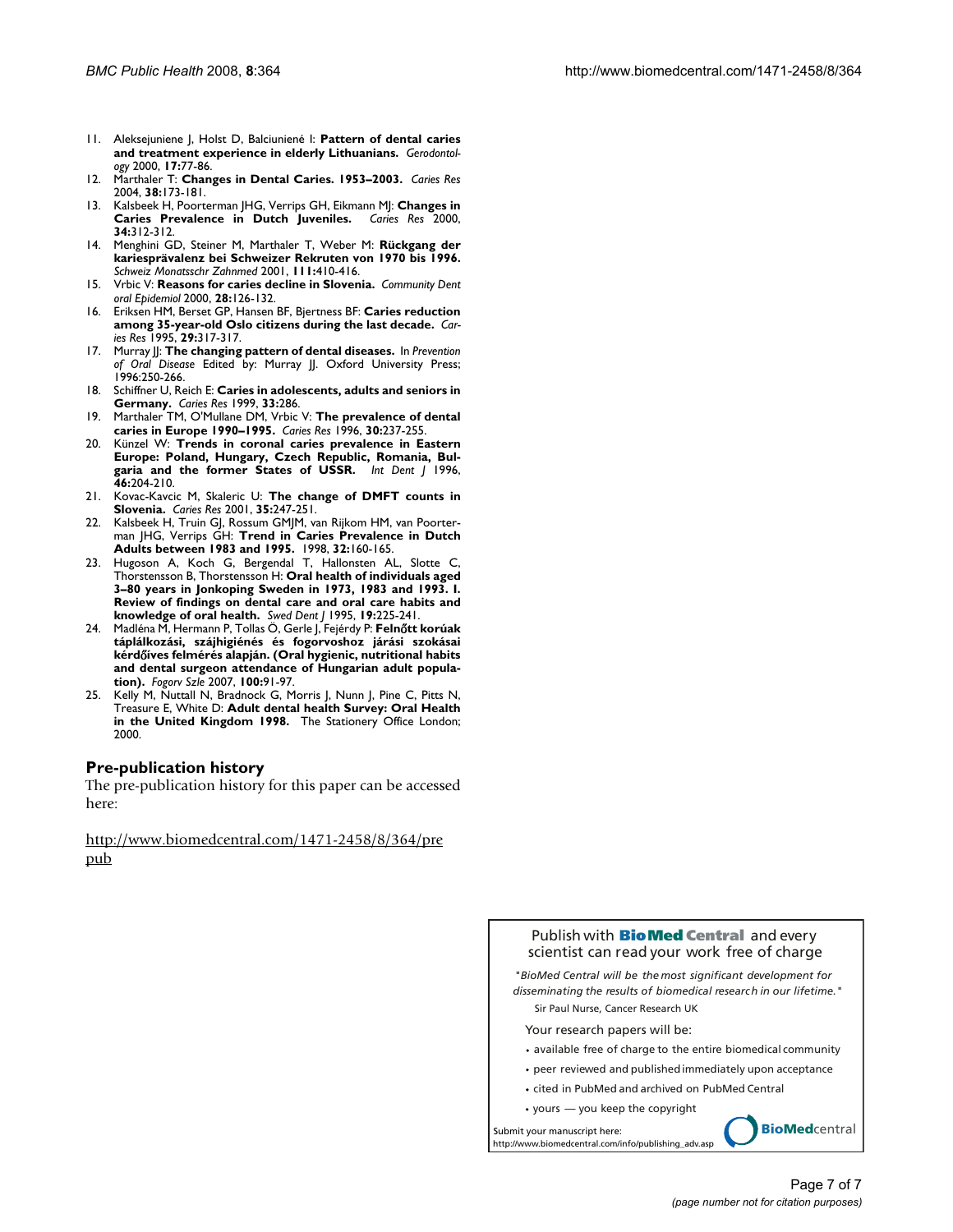11. Aleksejuniene J, Holst D, Balciuniené I: **Pattern of dental caries and treatment experience in elderly Lithuanians.** *Gerodontology* 2000, **17:**77-86.
12. Marthaler T: **Changes in Dental Caries. 1953–2003.** *Caries Res* 2004, **38:**173-181.
13. Kalsbeek H, Poorterman JHG, Verrips GH, Eikmann MJ: **Changes in Caries Prevalence in Dutch Juveniles.** *Caries Res* 2000, **34:**312-312.
14. Menghini GD, Steiner M, Marthaler T, Weber M: **Rückgang der kariesprävalenz bei Schweizer Rekruten von 1970 bis 1996.** *Schweiz Monatsschr Zahnmed* 2001, **111:**410-416.
15. Vrbic V: **Reasons for caries decline in Slovenia.** *Community Dent oral Epidemiol* 2000, **28:**126-132.
16. Eriksen HM, Berset GP, Hansen BF, Bjertness BF: **Caries reduction among 35-year-old Oslo citizens during the last decade.** *Caries Res* 1995, **29:**317-317.
17. Murray JJ: **The changing pattern of dental diseases.** In *Prevention of Oral Disease* Edited by: Murray JJ. Oxford University Press; 1996:250-266.
18. Schiffner U, Reich E: **Caries in adolescents, adults and seniors in Germany.** *Caries Res* 1999, **33:**286.
19. Marthaler TM, O'Mullane DM, Vrbic V: **The prevalence of dental caries in Europe 1990–1995.** *Caries Res* 1996, **30:**237-255.
20. Künzel W: **Trends in coronal caries prevalence in Eastern Europe: Poland, Hungary, Czech Republic, Romania, Bulgaria and the former States of USSR.** *Int Dent J* 1996, **46:**204-210.
21. Kovac-Kavcic M, Skaleric U: **The change of DMFT counts in Slovenia.** *Caries Res* 2001, **35:**247-251.
22. Kalsbeek H, Truin GJ, Rossum GMJM, van Rijkom HM, van Poorterman JHG, Verrips GH: **Trend in Caries Prevalence in Dutch Adults between 1983 and 1995.** 1998, **32:**160-165.
23. Hugoson A, Koch G, Bergendal T, Hallonsten AL, Slotte C, Thorstensson B, Thorstensson H: **Oral health of individuals aged 3–80 years in Jonkoping Sweden in 1973, 1983 and 1993. I. Review of findings on dental care and oral care habits and knowledge of oral health.** *Swed Dent J* 1995, **19:**225-241.
24. Madléna M, Hermann P, Tollas Ö, Gerle J, Fejérdy P: **Felnőtt korúak táplálkozási, szájhigiénés és fogorvoshoz járási szokásai kérdőíves felmérés alapján. (Oral hygienic, nutritional habits and dental surgeon attendance of Hungarian adult population).** *Fogorv Szle* 2007, **100:**91-97.
25. Kelly M, Nuttall N, Bradnock G, Morris J, Nunn J, Pine C, Pitts N, Treasure E, White D: **Adult dental health Survey: Oral Health in the United Kingdom 1998.** The Stationery Office London; 2000.

## Pre-publication history

The pre-publication history for this paper can be accessed here:

http://www.biomedcentral.com/1471-2458/8/364/prepub

Publish with **BioMed Central** and every scientist can read your work free of charge

*"BioMed Central will be the most significant development for disseminating the results of biomedical research in our lifetime."*
Sir Paul Nurse, Cancer Research UK

Your research papers will be:

- available free of charge to the entire biomedical community
- peer reviewed and published immediately upon acceptance
- cited in PubMed and archived on PubMed Central
- yours — you keep the copyright

Submit your manuscript here:
http://www.biomedcentral.com/info/publishing_adv.asp

BioMedcentral